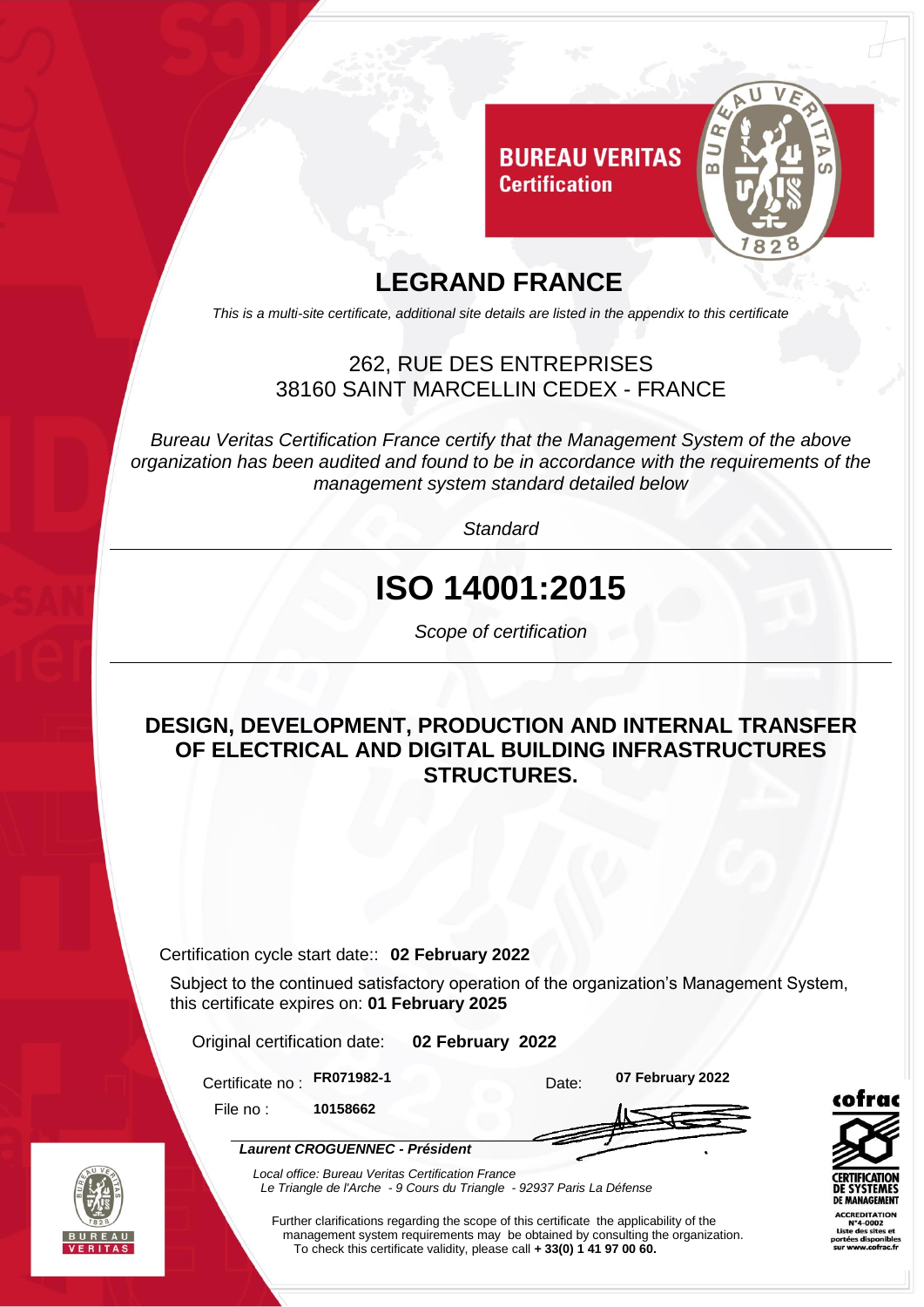**BUREAU VERITAS**
**Certification**

# LEGRAND FRANCE

*This is a multi-site certificate, additional site details are listed in the appendix to this certificate*

262, RUE DES ENTREPRISES
38160 SAINT MARCELLIN CEDEX - FRANCE

*Bureau Veritas Certification France certify that the Management System of the above organization has been audited and found to be in accordance with the requirements of the management system standard detailed below*

*Standard*

# ISO 14001:2015

*Scope of certification*

**DESIGN, DEVELOPMENT, PRODUCTION AND INTERNAL TRANSFER OF ELECTRICAL AND DIGITAL BUILDING INFRASTRUCTURES STRUCTURES.**

Certification cycle start date:: **02 February 2022**

Subject to the continued satisfactory operation of the organization's Management System, this certificate expires on: **01 February 2025**

Original certification date: **02 February 2022**

Certificate no : **FR071982-1** Date: **07 February 2022**

File no : **10158662**

***Laurent CROGUENNEC - Président***

*Local office: Bureau Veritas Certification France*
*Le Triangle de l'Arche - 9 Cours du Triangle - 92937 Paris La Défense*

Further clarifications regarding the scope of this certificate the applicability of the management system requirements may be obtained by consulting the organization.
To check this certificate validity, please call **+ 33(0) 1 41 97 00 60.**

cofrac
CERTIFICATION DE SYSTEMES DE MANAGEMENT
ACCREDITATION N°4-0002
Liste des sites et portées disponibles sur www.cofrac.fr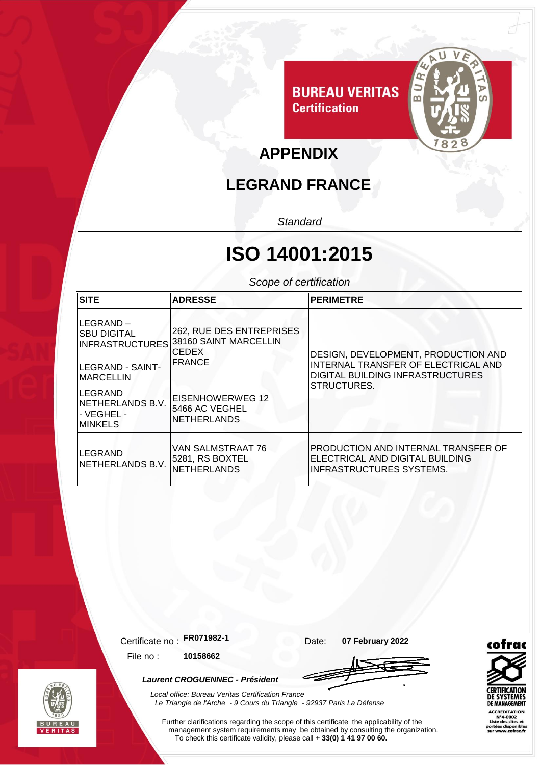BUREAU VERITAS
Certification

# APPENDIX

## LEGRAND FRANCE

*Standard*

# ISO 14001:2015

*Scope of certification*

| SITE | ADRESSE | PERIMETRE |
|---|---|---|
| LEGRAND – SBU DIGITAL INFRASTRUCTURES | 262, RUE DES ENTREPRISES 38160 SAINT MARCELLIN CEDEX FRANCE | DESIGN, DEVELOPMENT, PRODUCTION AND INTERNAL TRANSFER OF ELECTRICAL AND DIGITAL BUILDING INFRASTRUCTURES STRUCTURES. |
| LEGRAND - SAINT-MARCELLIN | 262, RUE DES ENTREPRISES 38160 SAINT MARCELLIN CEDEX FRANCE | DESIGN, DEVELOPMENT, PRODUCTION AND INTERNAL TRANSFER OF ELECTRICAL AND DIGITAL BUILDING INFRASTRUCTURES STRUCTURES. |
| LEGRAND NETHERLANDS B.V. - VEGHEL - MINKELS | EISENHOWERWEG 12 5466 AC VEGHEL NETHERLANDS | DESIGN, DEVELOPMENT, PRODUCTION AND INTERNAL TRANSFER OF ELECTRICAL AND DIGITAL BUILDING INFRASTRUCTURES STRUCTURES. |
| LEGRAND NETHERLANDS B.V. | VAN SALMSTRAAT 76 5281, RS BOXTEL NETHERLANDS | PRODUCTION AND INTERNAL TRANSFER OF ELECTRICAL AND DIGITAL BUILDING INFRASTRUCTURES SYSTEMS. |

Certificate no : **FR071982-1**

Date: **07 February 2022**

File no : **10158662**

***Laurent CROGUENNEC - Président***

*Local office: Bureau Veritas Certification France*
*Le Triangle de l'Arche - 9 Cours du Triangle - 92937 Paris La Défense*

Further clarifications regarding the scope of this certificate the applicability of the management system requirements may be obtained by consulting the organization. To check this certificate validity, please call **+ 33(0) 1 41 97 00 60.**

cofrac
CERTIFICATION DE SYSTEMES DE MANAGEMENT
ACCREDITATION N°4-0002
Liste des sites et portées disponibles sur www.cofrac.fr